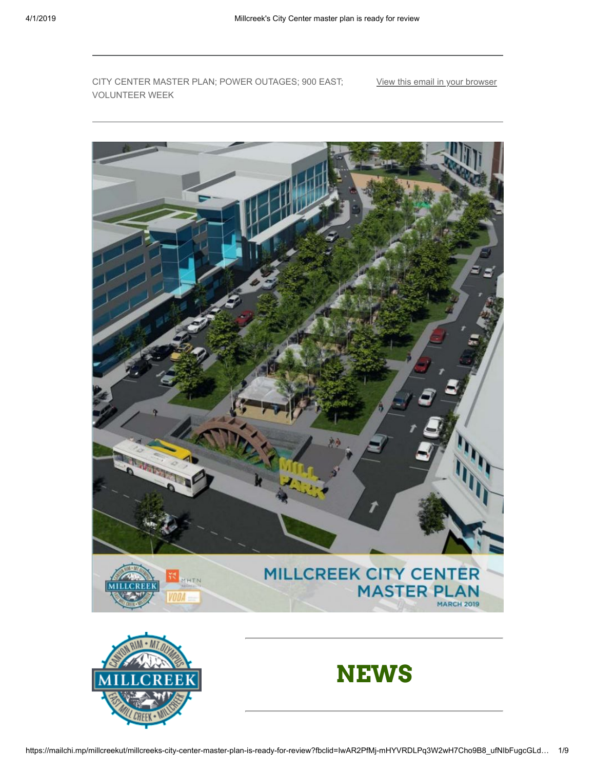CITY CENTER MASTER PLAN; POWER OUTAGES; 900 EAST; VOLUNTEER WEEK

View this email in your browser

# NEWS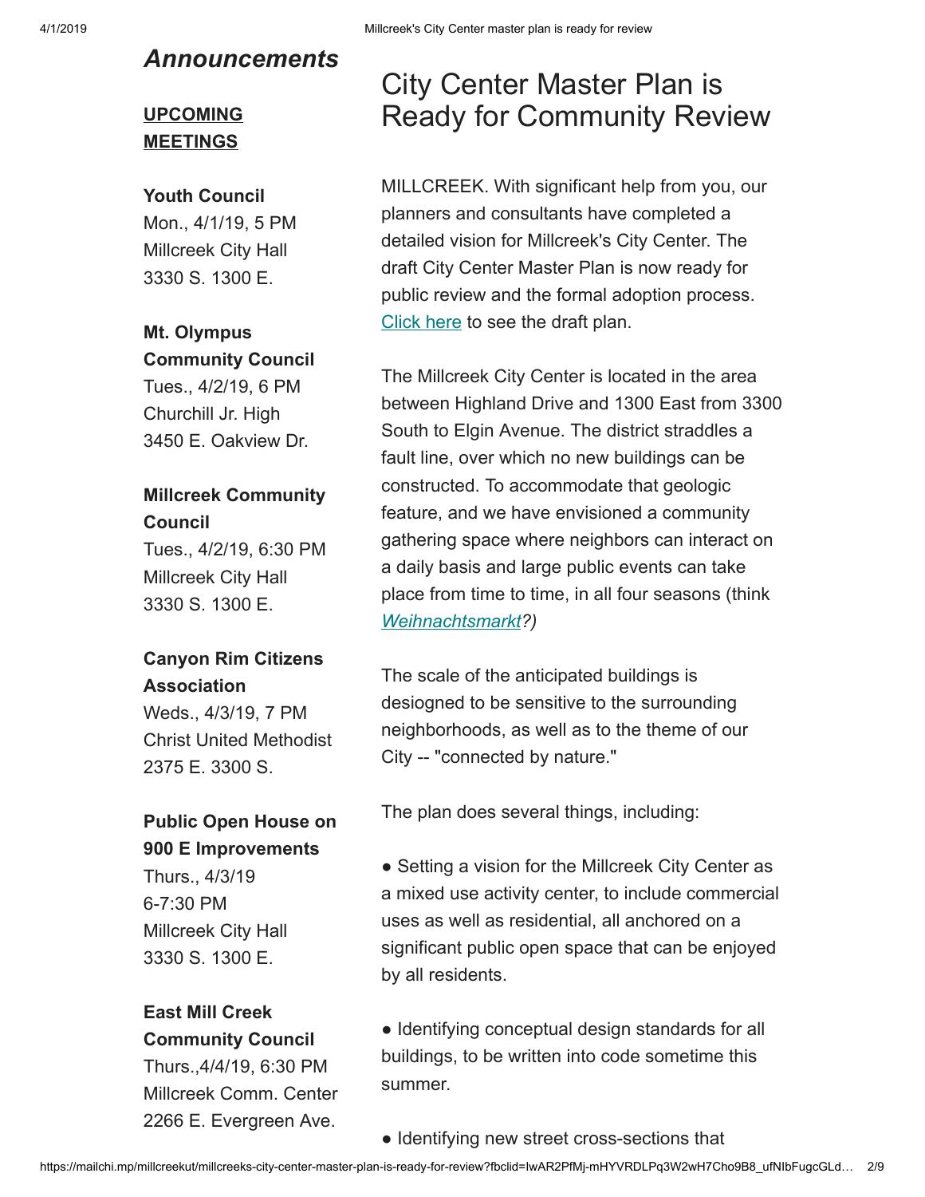## *Announcements*

### UPCOMING MEETINGS

**Youth Council**
Mon., 4/1/19, 5 PM
Millcreek City Hall
3330 S. 1300 E.

**Mt. Olympus Community Council**
Tues., 4/2/19, 6 PM
Churchill Jr. High
3450 E. Oakview Dr.

**Millcreek Community Council**
Tues., 4/2/19, 6:30 PM
Millcreek City Hall
3330 S. 1300 E.

**Canyon Rim Citizens Association**
Weds., 4/3/19, 7 PM
Christ United Methodist
2375 E. 3300 S.

**Public Open House on 900 E Improvements**
Thurs., 4/3/19
6-7:30 PM
Millcreek City Hall
3330 S. 1300 E.

**East Mill Creek Community Council**
Thurs.,4/4/19, 6:30 PM
Millcreek Comm. Center
2266 E. Evergreen Ave.

# City Center Master Plan is Ready for Community Review

MILLCREEK. With significant help from you, our planners and consultants have completed a detailed vision for Millcreek's City Center. The draft City Center Master Plan is now ready for public review and the formal adoption process. Click here to see the draft plan.

The Millcreek City Center is located in the area between Highland Drive and 1300 East from 3300 South to Elgin Avenue. The district straddles a fault line, over which no new buildings can be constructed. To accommodate that geologic feature, and we have envisioned a community gathering space where neighbors can interact on a daily basis and large public events can take place from time to time, in all four seasons (think *Weihnachtsmarkt?)*

The scale of the anticipated buildings is desiogned to be sensitive to the surrounding neighborhoods, as well as to the theme of our City -- "connected by nature."

The plan does several things, including:

- Setting a vision for the Millcreek City Center as a mixed use activity center, to include commercial uses as well as residential, all anchored on a significant public open space that can be enjoyed by all residents.

- Identifying conceptual design standards for all buildings, to be written into code sometime this summer.

- Identifying new street cross-sections that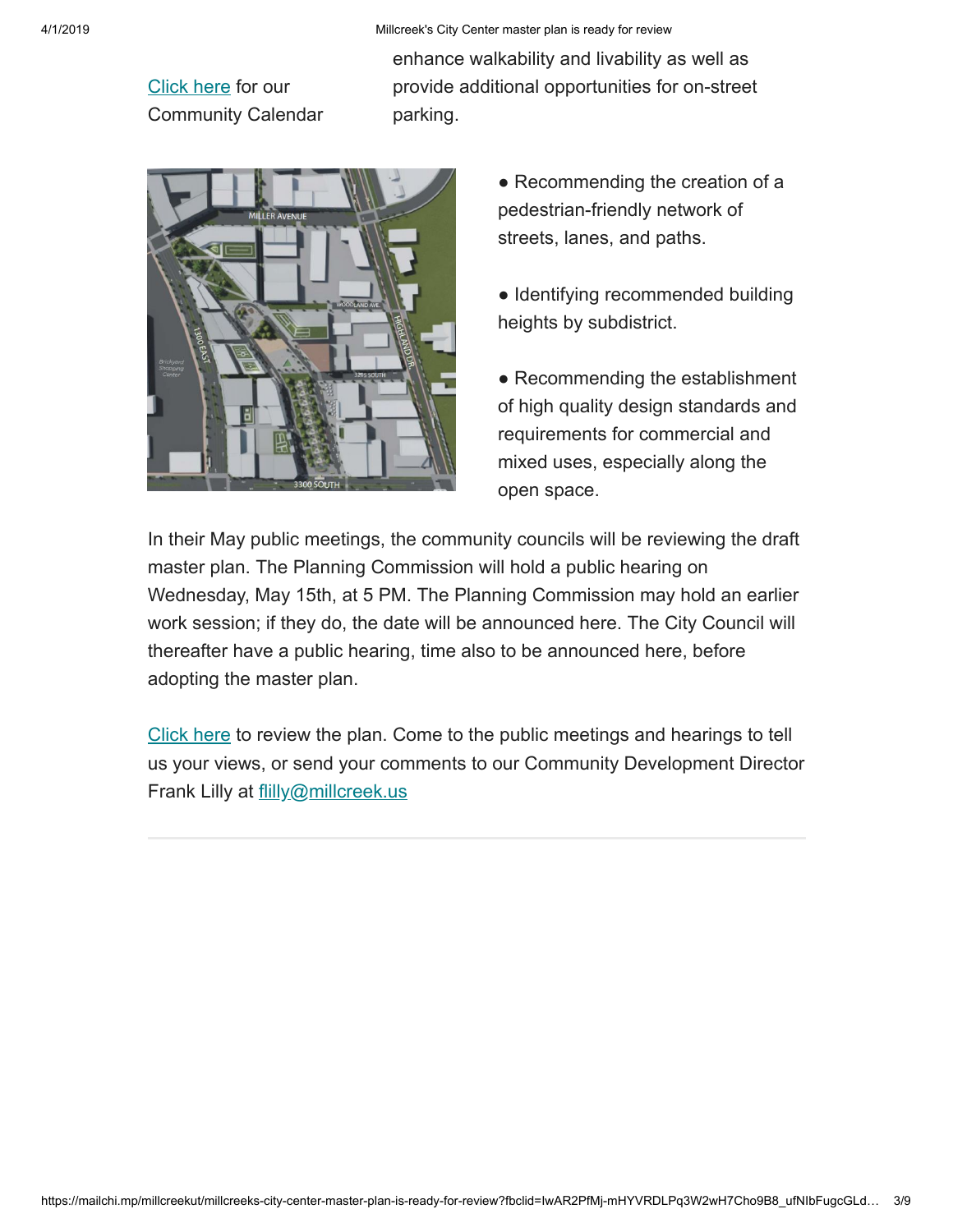[Click here](#) for our Community Calendar

enhance walkability and livability as well as provide additional opportunities for on-street parking.

- Recommending the creation of a pedestrian-friendly network of streets, lanes, and paths.
- Identifying recommended building heights by subdistrict.
- Recommending the establishment of high quality design standards and requirements for commercial and mixed uses, especially along the open space.

In their May public meetings, the community councils will be reviewing the draft master plan. The Planning Commission will hold a public hearing on Wednesday, May 15th, at 5 PM. The Planning Commission may hold an earlier work session; if they do, the date will be announced here. The City Council will thereafter have a public hearing, time also to be announced here, before adopting the master plan.

[Click here](#) to review the plan. Come to the public meetings and hearings to tell us your views, or send your comments to our Community Development Director Frank Lilly at [flilly@millcreek.us](mailto:flilly@millcreek.us)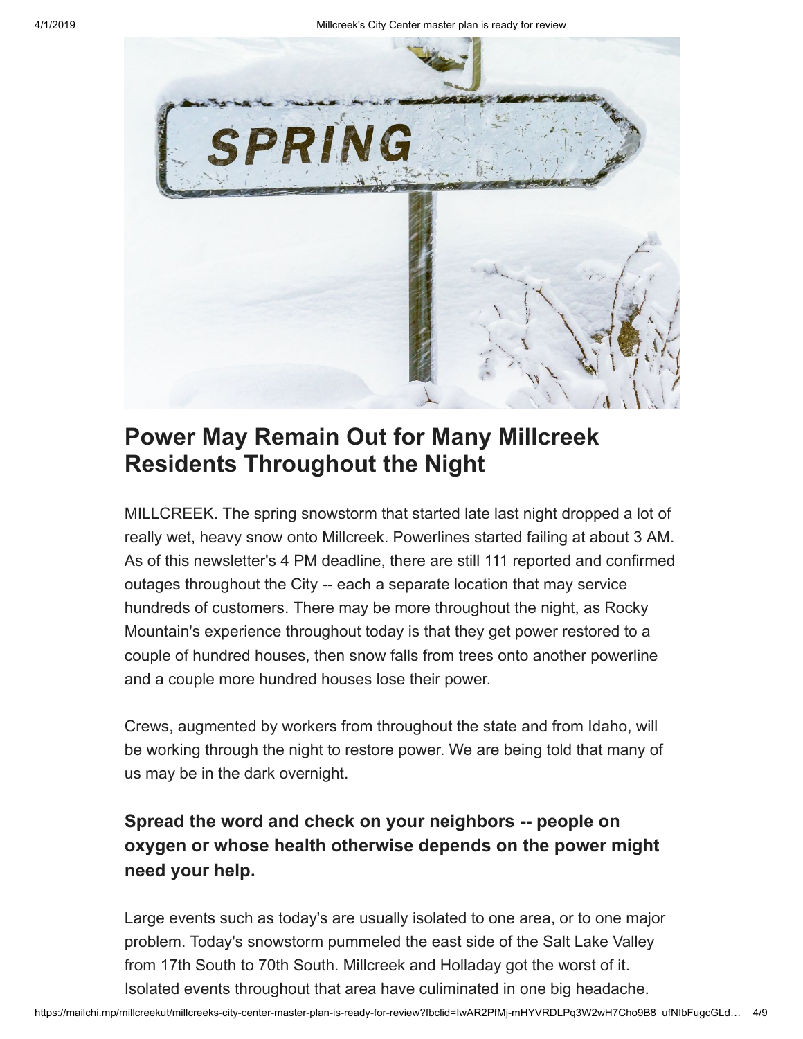## Power May Remain Out for Many Millcreek Residents Throughout the Night

MILLCREEK. The spring snowstorm that started late last night dropped a lot of really wet, heavy snow onto Millcreek. Powerlines started failing at about 3 AM. As of this newsletter's 4 PM deadline, there are still 111 reported and confirmed outages throughout the City -- each a separate location that may service hundreds of customers. There may be more throughout the night, as Rocky Mountain's experience throughout today is that they get power restored to a couple of hundred houses, then snow falls from trees onto another powerline and a couple more hundred houses lose their power.

Crews, augmented by workers from throughout the state and from Idaho, will be working through the night to restore power. We are being told that many of us may be in the dark overnight.

### Spread the word and check on your neighbors -- people on oxygen or whose health otherwise depends on the power might need your help.

Large events such as today's are usually isolated to one area, or to one major problem. Today's snowstorm pummeled the east side of the Salt Lake Valley from 17th South to 70th South. Millcreek and Holladay got the worst of it. Isolated events throughout that area have culiminated in one big headache.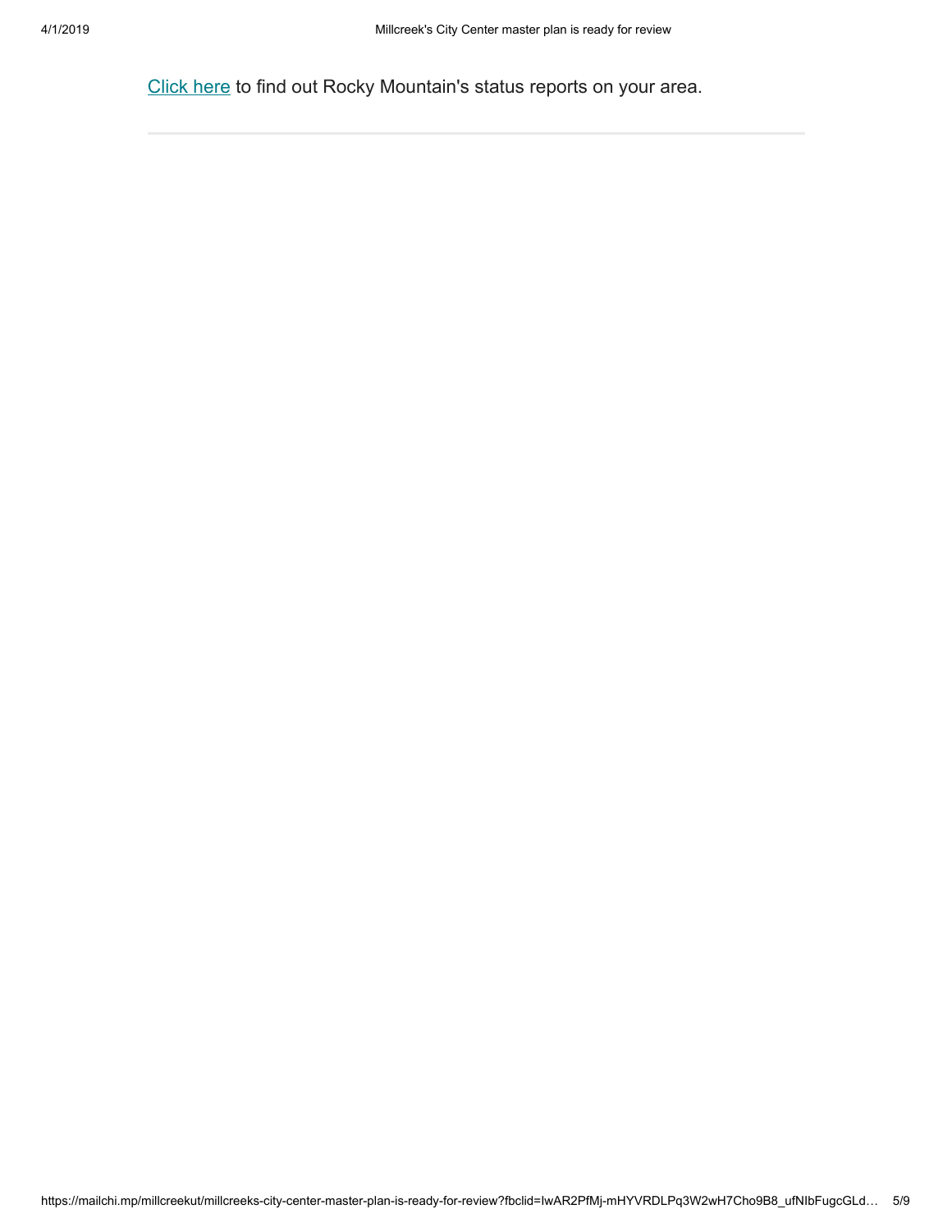Click here to find out Rocky Mountain's status reports on your area.

---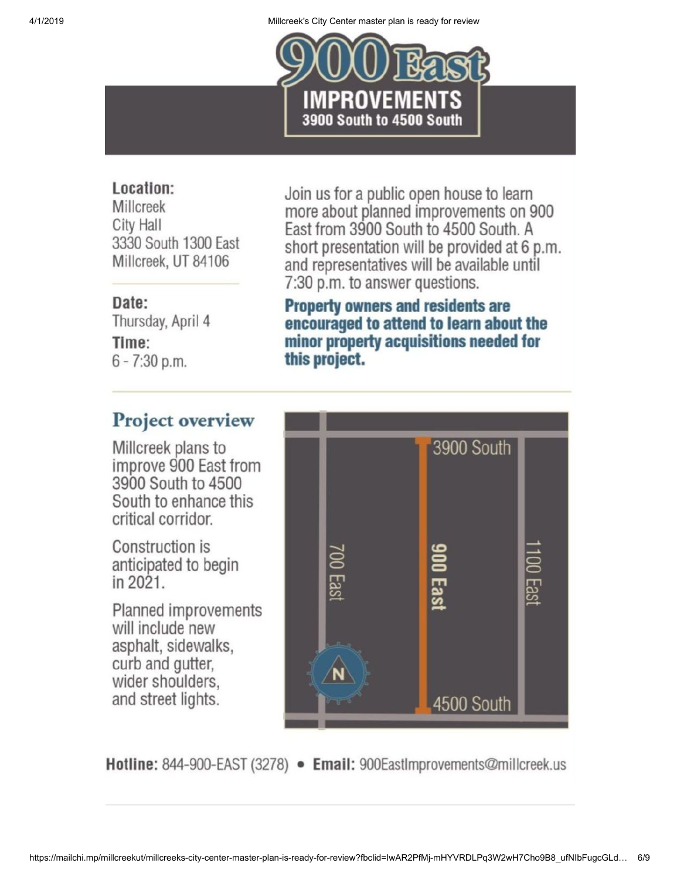# 900 East IMPROVEMENTS

## 3900 South to 4500 South

**Location:**
Millcreek
City Hall
3330 South 1300 East
Millcreek, UT 84106

**Date:**
Thursday, April 4

**Time:**
6 - 7:30 p.m.

Join us for a public open house to learn more about planned improvements on 900 East from 3900 South to 4500 South. A short presentation will be provided at 6 p.m. and representatives will be available until 7:30 p.m. to answer questions.

**Property owners and residents are encouraged to attend to learn about the minor property acquisitions needed for this project.**

## Project overview

Millcreek plans to improve 900 East from 3900 South to 4500 South to enhance this critical corridor.

Construction is anticipated to begin in 2021.

Planned improvements will include new asphalt, sidewalks, curb and gutter, wider shoulders, and street lights.

3900 South

700 East

900 East

1100 East

4500 South

N

**Hotline:** 844-900-EAST (3278) • **Email:** 900EastImprovements@millcreek.us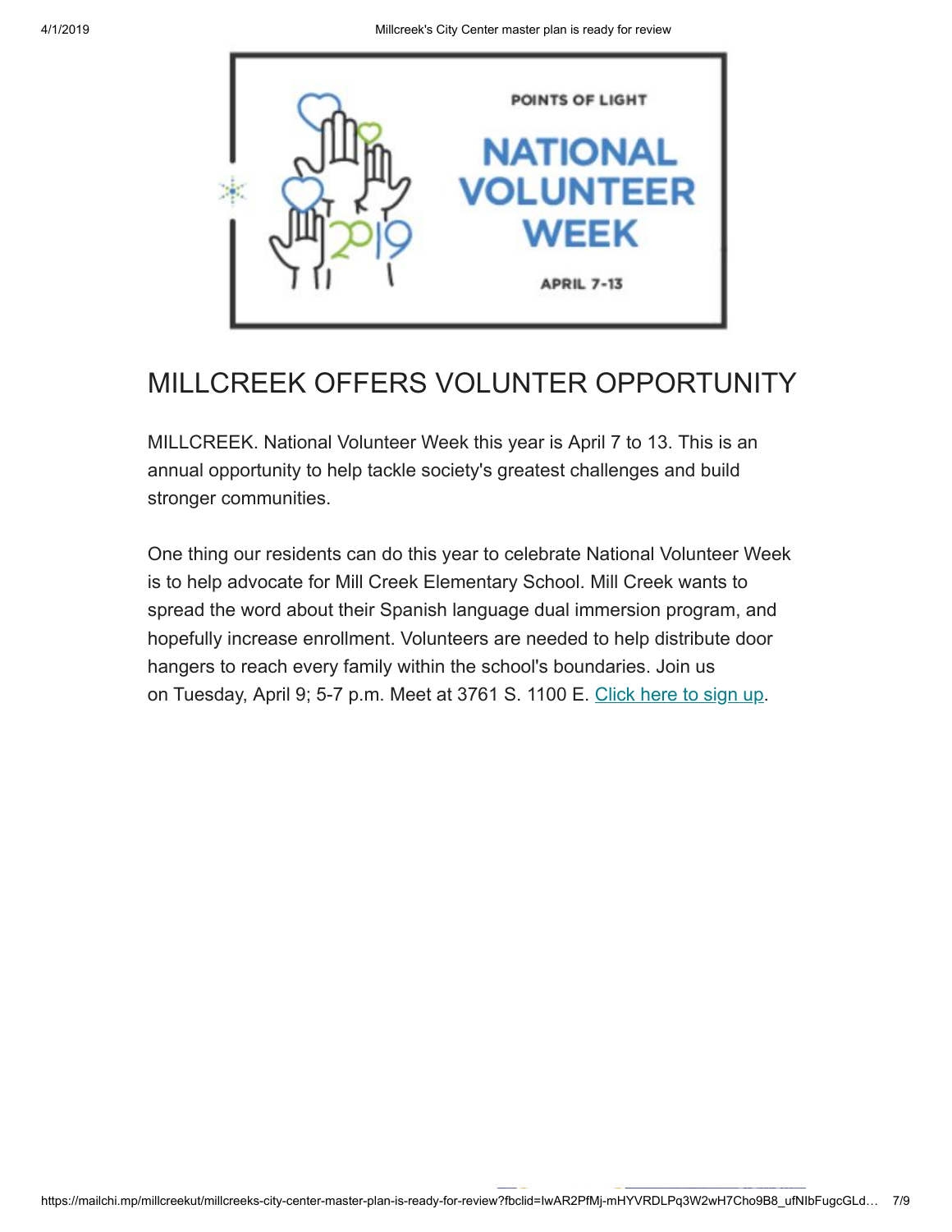## MILLCREEK OFFERS VOLUNTER OPPORTUNITY

MILLCREEK. National Volunteer Week this year is April 7 to 13. This is an annual opportunity to help tackle society's greatest challenges and build stronger communities.

One thing our residents can do this year to celebrate National Volunteer Week is to help advocate for Mill Creek Elementary School. Mill Creek wants to spread the word about their Spanish language dual immersion program, and hopefully increase enrollment. Volunteers are needed to help distribute door hangers to reach every family within the school's boundaries. Join us on Tuesday, April 9; 5-7 p.m. Meet at 3761 S. 1100 E. Click here to sign up.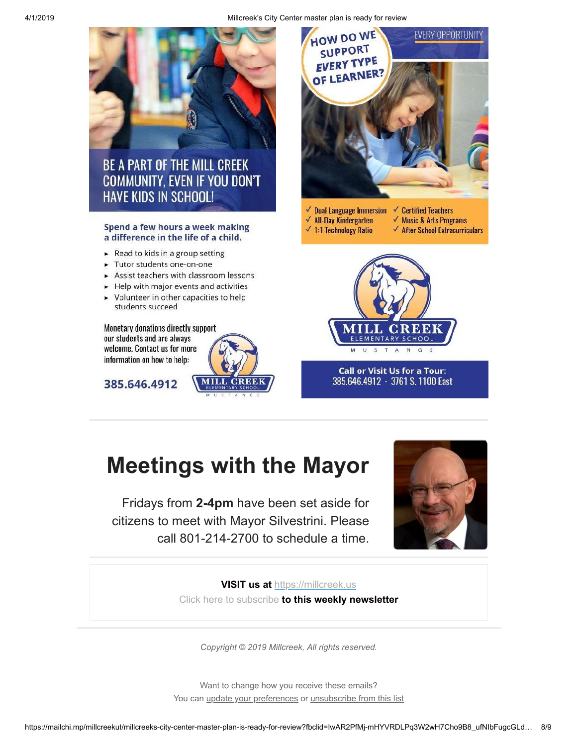## BE A PART OF THE MILL CREEK COMMUNITY, EVEN IF YOU DON'T HAVE KIDS IN SCHOOL!

**Spend a few hours a week making a difference in the life of a child.**

- Read to kids in a group setting
- Tutor students one-on-one
- Assist teachers with classroom lessons
- Help with major events and activities
- Volunteer in other capacities to help students succeed

Monetary donations directly support our students and are always welcome. Contact us for more information on how to help:

**385.646.4912**

MILL CREEK ELEMENTARY SCHOOL MUSTANGS

## HOW DO WE SUPPORT EVERY TYPE OF LEARNER?

EVERY OPPORTUNITY

- ✓ Dual Language Immersion
- ✓ All-Day Kindergarten
- ✓ 1:1 Technology Ratio
- ✓ Certified Teachers
- ✓ Music & Arts Programs
- ✓ After School Extracurriculars

MILL CREEK ELEMENTARY SCHOOL MUSTANGS

**Call or Visit Us for a Tour:**
385.646.4912 · 3761 S. 1100 East

# Meetings with the Mayor

Fridays from **2-4pm** have been set aside for citizens to meet with Mayor Silvestrini. Please call 801-214-2700 to schedule a time.

**VISIT us at** https://millcreek.us

Click here to subscribe **to this weekly newsletter**

*Copyright © 2019 Millcreek, All rights reserved.*

Want to change how you receive these emails?
You can update your preferences or unsubscribe from this list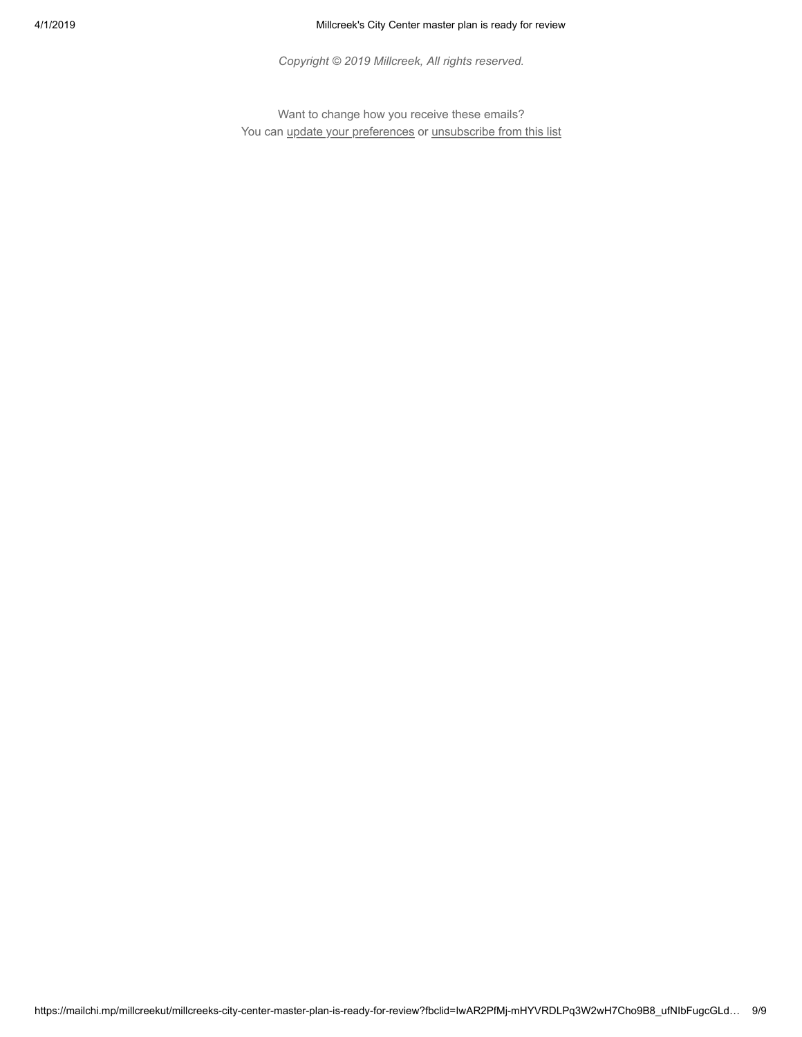*Copyright © 2019 Millcreek, All rights reserved.*

Want to change how you receive these emails?
You can update your preferences or unsubscribe from this list